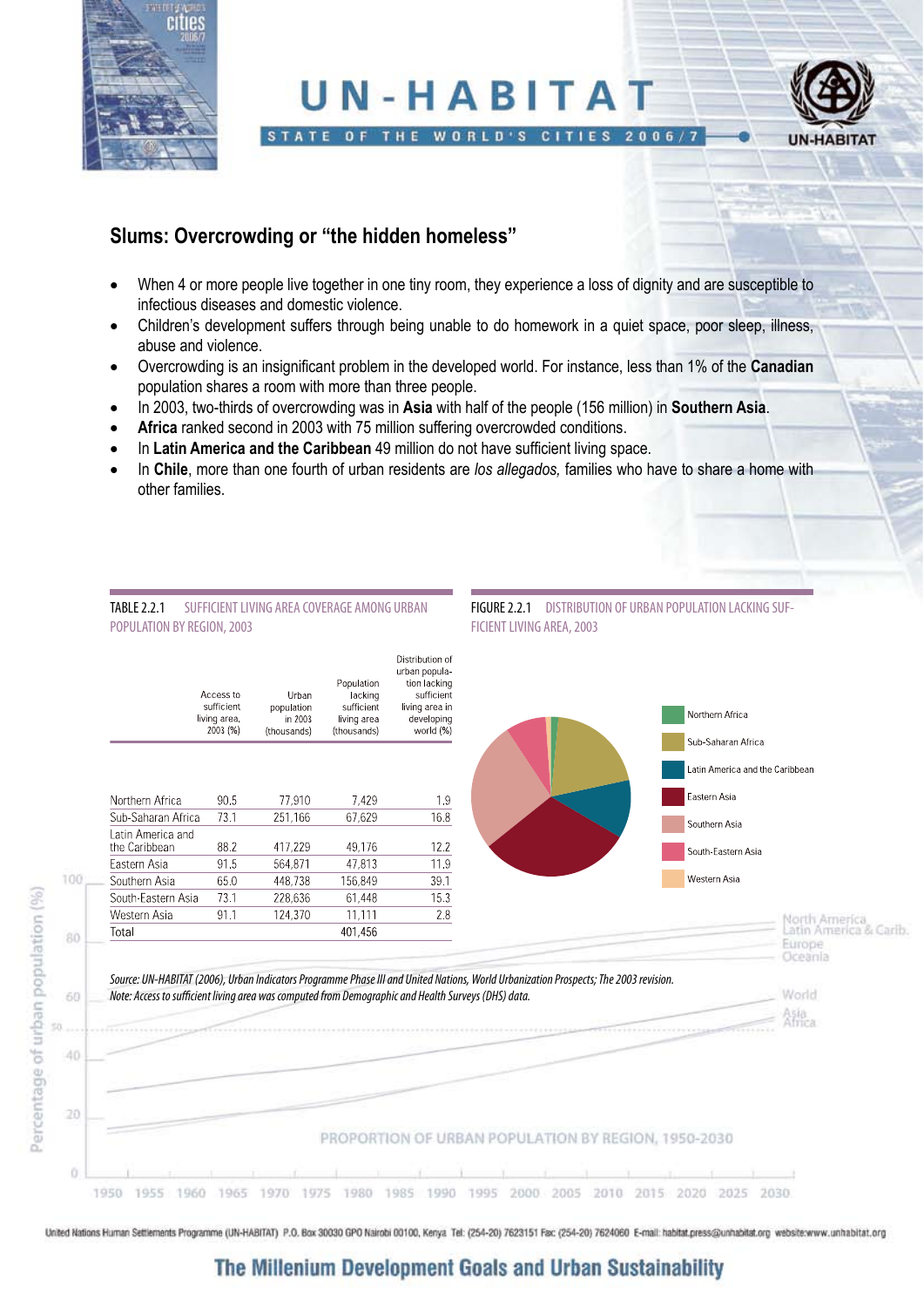# UN-HABITAT

STATE OF THE WORLD'S CITIES 2006/7

## Slums: Overcrowding or "the hidden homeless"

- When 4 or more people live together in one tiny room, they experience a loss of dignity and are susceptible to infectious diseases and domestic violence.
- Children's development suffers through being unable to do homework in a quiet space, poor sleep, illness, abuse and violence.
- Overcrowding is an insignificant problem in the developed world. For instance, less than 1% of the **Canadian** population shares a room with more than three people.
- In 2003, two-thirds of overcrowding was in **Asia** with half of the people (156 million) in **Southern Asia**.
- **Africa** ranked second in 2003 with 75 million suffering overcrowded conditions.
- In **Latin America and the Caribbean** 49 million do not have sufficient living space.
- In **Chile**, more than one fourth of urban residents are *los allegados,* families who have to share a home with other families.

TABLE 2.2.1 SUFFICIENT LIVING AREA COVERAGE AMONG URBAN POPULATION BY REGION, 2003

| | Access to sufficient living area, 2003 (%) | Urban population in 2003 (thousands) | Population lacking sufficient living area (thousands) | Distribution of urban population lacking sufficient living area in developing world (%) |
|---|---|---|---|---|
| Northern Africa | 90.5 | 77,910 | 7,429 | 1.9 |
| Sub-Saharan Africa | 73.1 | 251,166 | 67,629 | 16.8 |
| Latin America and the Caribbean | 88.2 | 417,229 | 49,176 | 12.2 |
| Eastern Asia | 91.5 | 564,871 | 47,813 | 11.9 |
| Southern Asia | 65.0 | 448,738 | 156,849 | 39.1 |
| South-Eastern Asia | 73.1 | 228,636 | 61,448 | 15.3 |
| Western Asia | 91.1 | 124,370 | 11,111 | 2.8 |
| Total | | | 401,456 | |

FIGURE 2.2.1 DISTRIBUTION OF URBAN POPULATION LACKING SUFFICIENT LIVING AREA, 2003

Northern Africa; Sub-Saharan Africa; Latin America and the Caribbean; Eastern Asia; Southern Asia; South-Eastern Asia; Western Asia

*Source: UN-HABITAT (2006), Urban Indicators Programme Phase III and United Nations, World Urbanization Prospects; The 2003 revision.*
*Note: Access to sufficient living area was computed from Demographic and Health Surveys (DHS) data.*

United Nations Human Settlements Programme (UN-HABITAT) P.O. Box 30030 GPO Nairobi 00100, Kenya Tel: (254-20) 7623151 Fax: (254-20) 7624060 E-mail: habitat.press@unhabitat.org website:www.unhabitat.org

**The Millenium Development Goals and Urban Sustainability**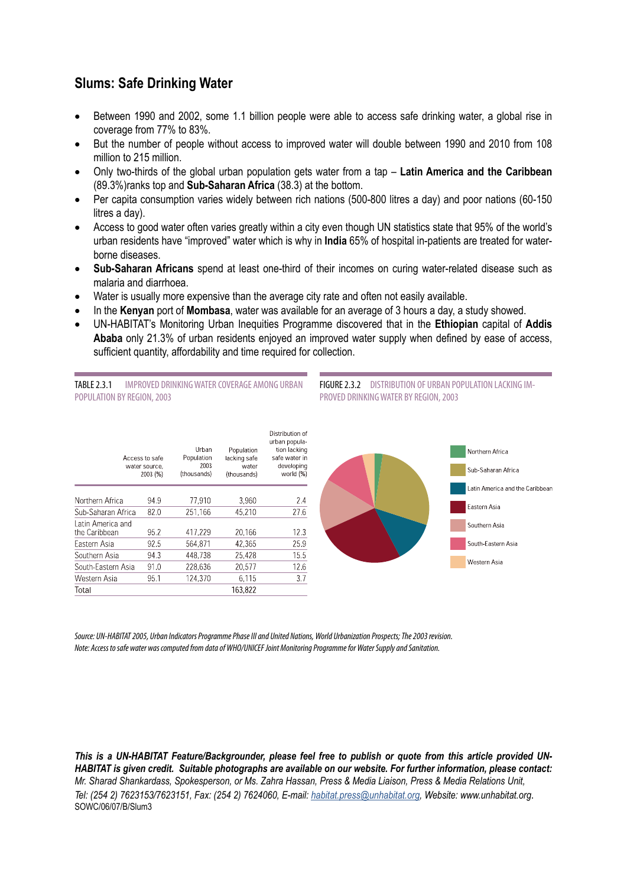## Slums: Safe Drinking Water

- Between 1990 and 2002, some 1.1 billion people were able to access safe drinking water, a global rise in coverage from 77% to 83%.
- But the number of people without access to improved water will double between 1990 and 2010 from 108 million to 215 million.
- Only two-thirds of the global urban population gets water from a tap – **Latin America and the Caribbean** (89.3%)ranks top and **Sub-Saharan Africa** (38.3) at the bottom.
- Per capita consumption varies widely between rich nations (500-800 litres a day) and poor nations (60-150 litres a day).
- Access to good water often varies greatly within a city even though UN statistics state that 95% of the world's urban residents have "improved" water which is why in **India** 65% of hospital in-patients are treated for water-borne diseases.
- **Sub-Saharan Africans** spend at least one-third of their incomes on curing water-related disease such as malaria and diarrhoea.
- Water is usually more expensive than the average city rate and often not easily available.
- In the **Kenyan** port of **Mombasa**, water was available for an average of 3 hours a day, a study showed.
- UN-HABITAT's Monitoring Urban Inequities Programme discovered that in the **Ethiopian** capital of **Addis Ababa** only 21.3% of urban residents enjoyed an improved water supply when defined by ease of access, sufficient quantity, affordability and time required for collection.

TABLE 2.3.1 IMPROVED DRINKING WATER COVERAGE AMONG URBAN POPULATION BY REGION, 2003

| | Access to safe water source, 2003 (%) | Urban Population 2003 (thousands) | Population lacking safe water (thousands) | Distribution of urban population lacking safe water in developing world (%) |
|---|---|---|---|---|
| Northern Africa | 94.9 | 77,910 | 3,960 | 2.4 |
| Sub-Saharan Africa | 82.0 | 251,166 | 45,210 | 27.6 |
| Latin America and the Caribbean | 95.2 | 417,229 | 20,166 | 12.3 |
| Eastern Asia | 92.5 | 564,871 | 42,365 | 25.9 |
| Southern Asia | 94.3 | 448,738 | 25,428 | 15.5 |
| South-Eastern Asia | 91.0 | 228,636 | 20,577 | 12.6 |
| Western Asia | 95.1 | 124,370 | 6,115 | 3.7 |
| Total | | | 163,822 | |

FIGURE 2.3.2 DISTRIBUTION OF URBAN POPULATION LACKING IMPROVED DRINKING WATER BY REGION, 2003

Northern Africa
Sub-Saharan Africa
Latin America and the Caribbean
Eastern Asia
Southern Asia
South-Eastern Asia
Western Asia

*Source: UN-HABITAT 2005, Urban Indicators Programme Phase III and United Nations, World Urbanization Prospects; The 2003 revision.*
*Note: Access to safe water was computed from data of WHO/UNICEF Joint Monitoring Programme for Water Supply and Sanitation.*

***This is a UN-HABITAT Feature/Backgrounder, please feel free to publish or quote from this article provided UN-HABITAT is given credit. Suitable photographs are available on our website. For further information, please contact:***
*Mr. Sharad Shankardass, Spokesperson, or Ms. Zahra Hassan, Press & Media Liaison, Press & Media Relations Unit,*
*Tel: (254 2) 7623153/7623151, Fax: (254 2) 7624060, E-mail: habitat.press@unhabitat.org, Website: www.unhabitat.org.*
SOWC/06/07/B/Slum3